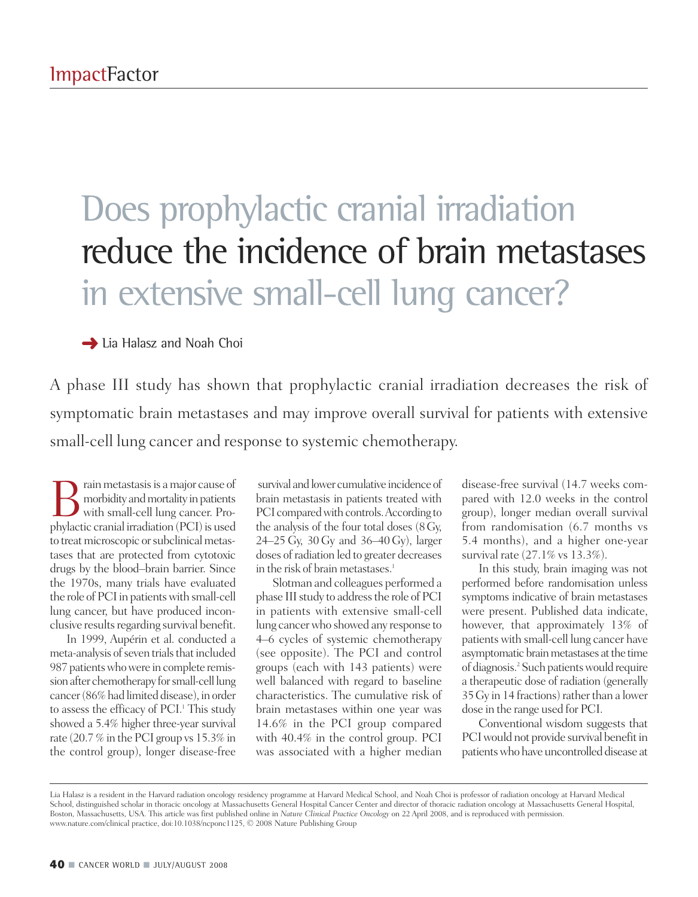# Does prophylactic cranial irradiation reduce the incidence of brain metastases in extensive small-cell lung cancer?

➜ Lia Halasz and Noah Choi

A phase III study has shown that prophylactic cranial irradiation decreases the risk of symptomatic brain metastases and may improve overall survival for patients with extensive small-cell lung cancer and response to systemic chemotherapy.

Brain metastasis is a major cause of morbidity and mortality in patients with small-cell lung cancer. Prophylactic cranial irradiation (PCI) is used to treat microscopic or subclinical metastases that are protected from cytotoxic drugs by the blood–brain barrier. Since the 1970s, many trials have evaluated the role of PCI in patients with small-cell lung cancer, but have produced inconclusive results regarding survival benefit.

In 1999, Aupérin et al. conducted a meta-analysis of seven trials that included 987 patients who were in complete remission after chemotherapy for small-cell lung cancer (86% had limited disease), in order to assess the efficacy of PCI.[1] This study showed a 5.4% higher three-year survival rate (20.7 % in the PCI group vs 15.3% in the control group), longer disease-free survival and lower cumulative incidence of brain metastasis in patients treated with PCI compared with controls. According to the analysis of the four total doses (8 Gy, 24–25 Gy, 30 Gy and 36–40 Gy), larger doses of radiation led to greater decreases in the risk of brain metastases.[1]

Slotman and colleagues performed a phase III study to address the role of PCI in patients with extensive small-cell lung cancer who showed any response to 4–6 cycles of systemic chemotherapy (see opposite). The PCI and control groups (each with 143 patients) were well balanced with regard to baseline characteristics. The cumulative risk of brain metastases within one year was 14.6% in the PCI group compared with 40.4% in the control group. PCI was associated with a higher median disease-free survival (14.7 weeks compared with 12.0 weeks in the control group), longer median overall survival from randomisation (6.7 months vs 5.4 months), and a higher one-year survival rate (27.1% vs 13.3%).

In this study, brain imaging was not performed before randomisation unless symptoms indicative of brain metastases were present. Published data indicate, however, that approximately 13% of patients with small-cell lung cancer have asymptomatic brain metastases at the time of diagnosis.[2] Such patients would require a therapeutic dose of radiation (generally 35 Gy in 14 fractions) rather than a lower dose in the range used for PCI.

Conventional wisdom suggests that PCI would not provide survival benefit in patients who have uncontrolled disease at

Lia Halasz is a resident in the Harvard radiation oncology residency programme at Harvard Medical School, and Noah Choi is professor of radiation oncology at Harvard Medical School, distinguished scholar in thoracic oncology at Massachusetts General Hospital Cancer Center and director of thoracic radiation oncology at Massachusetts General Hospital, Boston, Massachusetts, USA. This article was first published online in *Nature Clinical Practice Oncology* on 22 April 2008, and is reproduced with permission. www.nature.com/clinical practice, doi:10.1038/ncponc1125, © 2008 Nature Publishing Group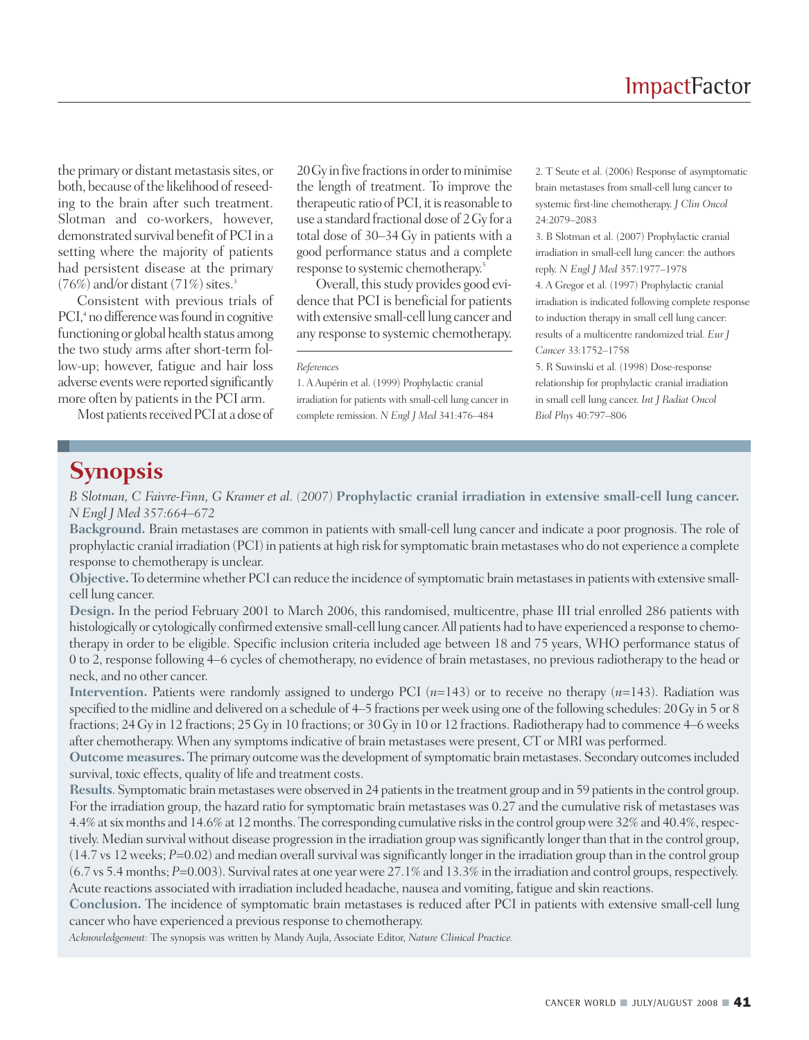the primary or distant metastasis sites, or both, because of the likelihood of reseeding to the brain after such treatment. Slotman and co-workers, however, demonstrated survival benefit of PCI in a setting where the majority of patients had persistent disease at the primary (76%) and/or distant (71%) sites.[3]

Consistent with previous trials of PCI,[4] no difference was found in cognitive functioning or global health status among the two study arms after short-term follow-up; however, fatigue and hair loss adverse events were reported significantly more often by patients in the PCI arm.

Most patients received PCI at a dose of 20 Gy in five fractions in order to minimise the length of treatment. To improve the therapeutic ratio of PCI, it is reasonable to use a standard fractional dose of 2 Gy for a total dose of 30–34 Gy in patients with a good performance status and a complete response to systemic chemotherapy.[5]

Overall, this study provides good evidence that PCI is beneficial for patients with extensive small-cell lung cancer and any response to systemic chemotherapy.

*References*

1. A Aupérin et al. (1999) Prophylactic cranial irradiation for patients with small-cell lung cancer in complete remission. *N Engl J Med* 341:476–484
2. T Seute et al. (2006) Response of asymptomatic brain metastases from small-cell lung cancer to systemic first-line chemotherapy. *J Clin Oncol* 24:2079–2083
3. B Slotman et al. (2007) Prophylactic cranial irradiation in small-cell lung cancer: the authors reply. *N Engl J Med* 357:1977–1978
4. A Gregor et al. (1997) Prophylactic cranial irradiation is indicated following complete response to induction therapy in small cell lung cancer: results of a multicentre randomized trial. *Eur J Cancer* 33:1752–1758
5. R Suwinski et al. (1998) Dose-response relationship for prophylactic cranial irradiation in small cell lung cancer. *Int J Radiat Oncol Biol Phys* 40:797–806

# Synopsis

*B Slotman, C Faivre-Finn, G Kramer et al.* (2007) **Prophylactic cranial irradiation in extensive small-cell lung cancer.** *N Engl J Med* 357:664–672

**Background.** Brain metastases are common in patients with small-cell lung cancer and indicate a poor prognosis. The role of prophylactic cranial irradiation (PCI) in patients at high risk for symptomatic brain metastases who do not experience a complete response to chemotherapy is unclear.

**Objective.** To determine whether PCI can reduce the incidence of symptomatic brain metastases in patients with extensive small-cell lung cancer.

**Design.** In the period February 2001 to March 2006, this randomised, multicentre, phase III trial enrolled 286 patients with histologically or cytologically confirmed extensive small-cell lung cancer. All patients had to have experienced a response to chemotherapy in order to be eligible. Specific inclusion criteria included age between 18 and 75 years, WHO performance status of 0 to 2, response following 4–6 cycles of chemotherapy, no evidence of brain metastases, no previous radiotherapy to the head or neck, and no other cancer.

**Intervention.** Patients were randomly assigned to undergo PCI ($n$=143) or to receive no therapy ($n$=143). Radiation was specified to the midline and delivered on a schedule of 4–5 fractions per week using one of the following schedules: 20 Gy in 5 or 8 fractions; 24 Gy in 12 fractions; 25 Gy in 10 fractions; or 30 Gy in 10 or 12 fractions. Radiotherapy had to commence 4–6 weeks after chemotherapy. When any symptoms indicative of brain metastases were present, CT or MRI was performed.

**Outcome measures.** The primary outcome was the development of symptomatic brain metastases. Secondary outcomes included survival, toxic effects, quality of life and treatment costs.

**Results**. Symptomatic brain metastases were observed in 24 patients in the treatment group and in 59 patients in the control group. For the irradiation group, the hazard ratio for symptomatic brain metastases was 0.27 and the cumulative risk of metastases was 4.4% at six months and 14.6% at 12 months. The corresponding cumulative risks in the control group were 32% and 40.4%, respectively. Median survival without disease progression in the irradiation group was significantly longer than that in the control group, (14.7 vs 12 weeks; $P$=0.02) and median overall survival was significantly longer in the irradiation group than in the control group (6.7 vs 5.4 months; $P$=0.003). Survival rates at one year were 27.1% and 13.3% in the irradiation and control groups, respectively. Acute reactions associated with irradiation included headache, nausea and vomiting, fatigue and skin reactions.

**Conclusion.** The incidence of symptomatic brain metastases is reduced after PCI in patients with extensive small-cell lung cancer who have experienced a previous response to chemotherapy.

*Acknowledgement:* The synopsis was written by Mandy Aujla, Associate Editor, *Nature Clinical Practice.*